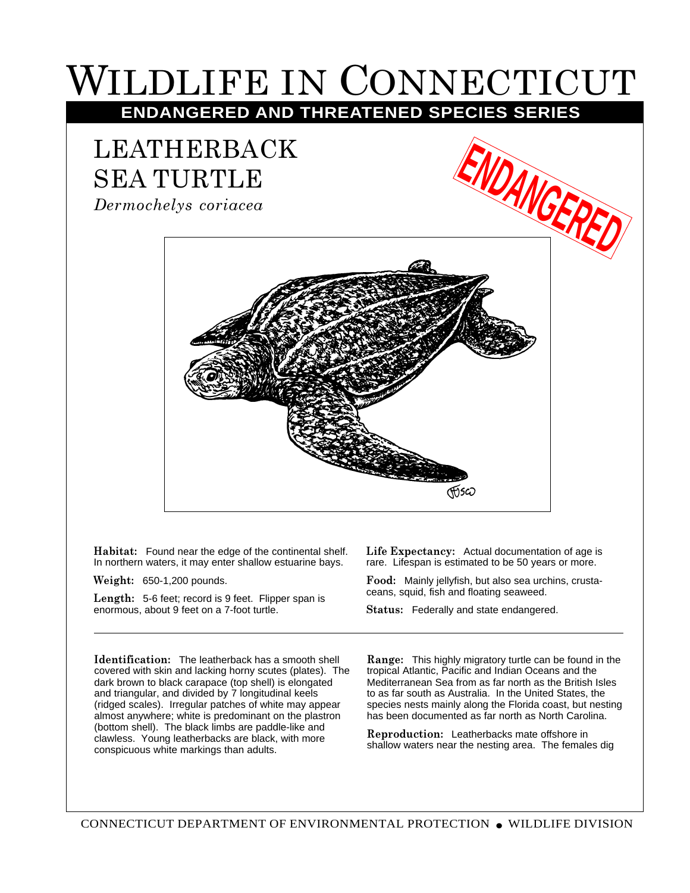# Wildlife in Connecticut

## ENDANGERED AND THREATENED SPECIES SERIES

# LEATHERBACK SEA TURTLE

*Dermochelys coriacea*

ENDANGERED

**Habitat:** Found near the edge of the continental shelf. In northern waters, it may enter shallow estuarine bays.

**Weight:** 650-1,200 pounds.

**Length:** 5-6 feet; record is 9 feet. Flipper span is enormous, about 9 feet on a 7-foot turtle.

**Life Expectancy:** Actual documentation of age is rare. Lifespan is estimated to be 50 years or more.

**Food:** Mainly jellyfish, but also sea urchins, crustaceans, squid, fish and floating seaweed.

**Status:** Federally and state endangered.

---

**Identification:** The leatherback has a smooth shell covered with skin and lacking horny scutes (plates). The dark brown to black carapace (top shell) is elongated and triangular, and divided by 7 longitudinal keels (ridged scales). Irregular patches of white may appear almost anywhere; white is predominant on the plastron (bottom shell). The black limbs are paddle-like and clawless. Young leatherbacks are black, with more conspicuous white markings than adults.

**Range:** This highly migratory turtle can be found in the tropical Atlantic, Pacific and Indian Oceans and the Mediterranean Sea from as far north as the British Isles to as far south as Australia. In the United States, the species nests mainly along the Florida coast, but nesting has been documented as far north as North Carolina.

**Reproduction:** Leatherbacks mate offshore in shallow waters near the nesting area. The females dig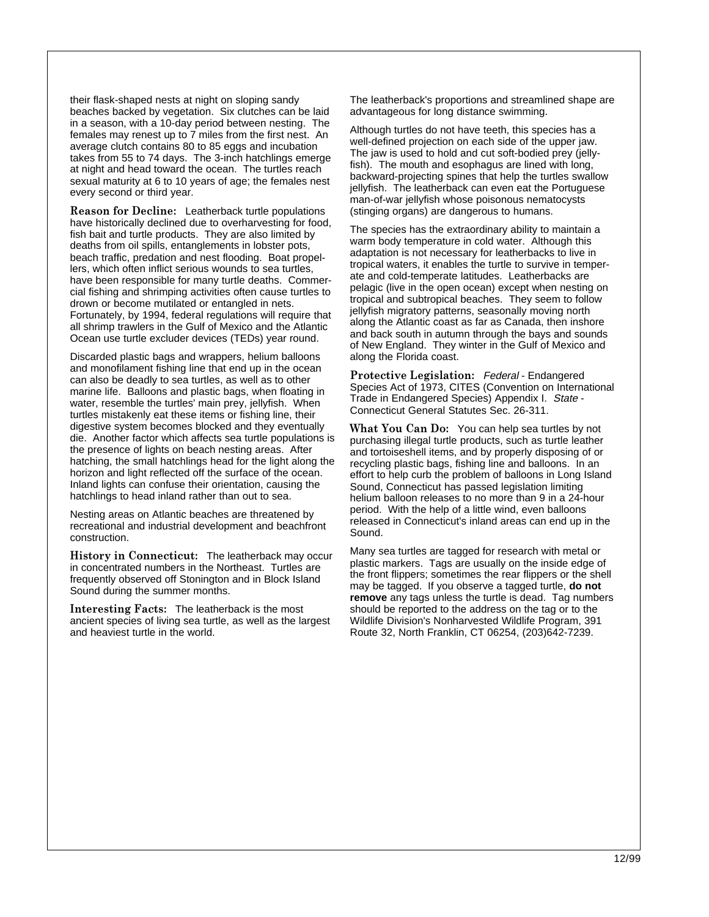their flask-shaped nests at night on sloping sandy beaches backed by vegetation. Six clutches can be laid in a season, with a 10-day period between nesting. The females may renest up to 7 miles from the first nest. An average clutch contains 80 to 85 eggs and incubation takes from 55 to 74 days. The 3-inch hatchlings emerge at night and head toward the ocean. The turtles reach sexual maturity at 6 to 10 years of age; the females nest every second or third year.

**Reason for Decline:** Leatherback turtle populations have historically declined due to overharvesting for food, fish bait and turtle products. They are also limited by deaths from oil spills, entanglements in lobster pots, beach traffic, predation and nest flooding. Boat propellers, which often inflict serious wounds to sea turtles, have been responsible for many turtle deaths. Commercial fishing and shrimping activities often cause turtles to drown or become mutilated or entangled in nets. Fortunately, by 1994, federal regulations will require that all shrimp trawlers in the Gulf of Mexico and the Atlantic Ocean use turtle excluder devices (TEDs) year round.

Discarded plastic bags and wrappers, helium balloons and monofilament fishing line that end up in the ocean can also be deadly to sea turtles, as well as to other marine life. Balloons and plastic bags, when floating in water, resemble the turtles' main prey, jellyfish. When turtles mistakenly eat these items or fishing line, their digestive system becomes blocked and they eventually die. Another factor which affects sea turtle populations is the presence of lights on beach nesting areas. After hatching, the small hatchlings head for the light along the horizon and light reflected off the surface of the ocean. Inland lights can confuse their orientation, causing the hatchlings to head inland rather than out to sea.

Nesting areas on Atlantic beaches are threatened by recreational and industrial development and beachfront construction.

**History in Connecticut:** The leatherback may occur in concentrated numbers in the Northeast. Turtles are frequently observed off Stonington and in Block Island Sound during the summer months.

**Interesting Facts:** The leatherback is the most ancient species of living sea turtle, as well as the largest and heaviest turtle in the world.

The leatherback's proportions and streamlined shape are advantageous for long distance swimming.

Although turtles do not have teeth, this species has a well-defined projection on each side of the upper jaw. The jaw is used to hold and cut soft-bodied prey (jellyfish). The mouth and esophagus are lined with long, backward-projecting spines that help the turtles swallow jellyfish. The leatherback can even eat the Portuguese man-of-war jellyfish whose poisonous nematocysts (stinging organs) are dangerous to humans.

The species has the extraordinary ability to maintain a warm body temperature in cold water. Although this adaptation is not necessary for leatherbacks to live in tropical waters, it enables the turtle to survive in temperate and cold-temperate latitudes. Leatherbacks are pelagic (live in the open ocean) except when nesting on tropical and subtropical beaches. They seem to follow jellyfish migratory patterns, seasonally moving north along the Atlantic coast as far as Canada, then inshore and back south in autumn through the bays and sounds of New England. They winter in the Gulf of Mexico and along the Florida coast.

**Protective Legislation:** *Federal* - Endangered Species Act of 1973, CITES (Convention on International Trade in Endangered Species) Appendix I. *State* - Connecticut General Statutes Sec. 26-311.

**What You Can Do:** You can help sea turtles by not purchasing illegal turtle products, such as turtle leather and tortoiseshell items, and by properly disposing of or recycling plastic bags, fishing line and balloons. In an effort to help curb the problem of balloons in Long Island Sound, Connecticut has passed legislation limiting helium balloon releases to no more than 9 in a 24-hour period. With the help of a little wind, even balloons released in Connecticut's inland areas can end up in the Sound.

Many sea turtles are tagged for research with metal or plastic markers. Tags are usually on the inside edge of the front flippers; sometimes the rear flippers or the shell may be tagged. If you observe a tagged turtle, **do not remove** any tags unless the turtle is dead. Tag numbers should be reported to the address on the tag or to the Wildlife Division's Nonharvested Wildlife Program, 391 Route 32, North Franklin, CT 06254, (203)642-7239.

12/99